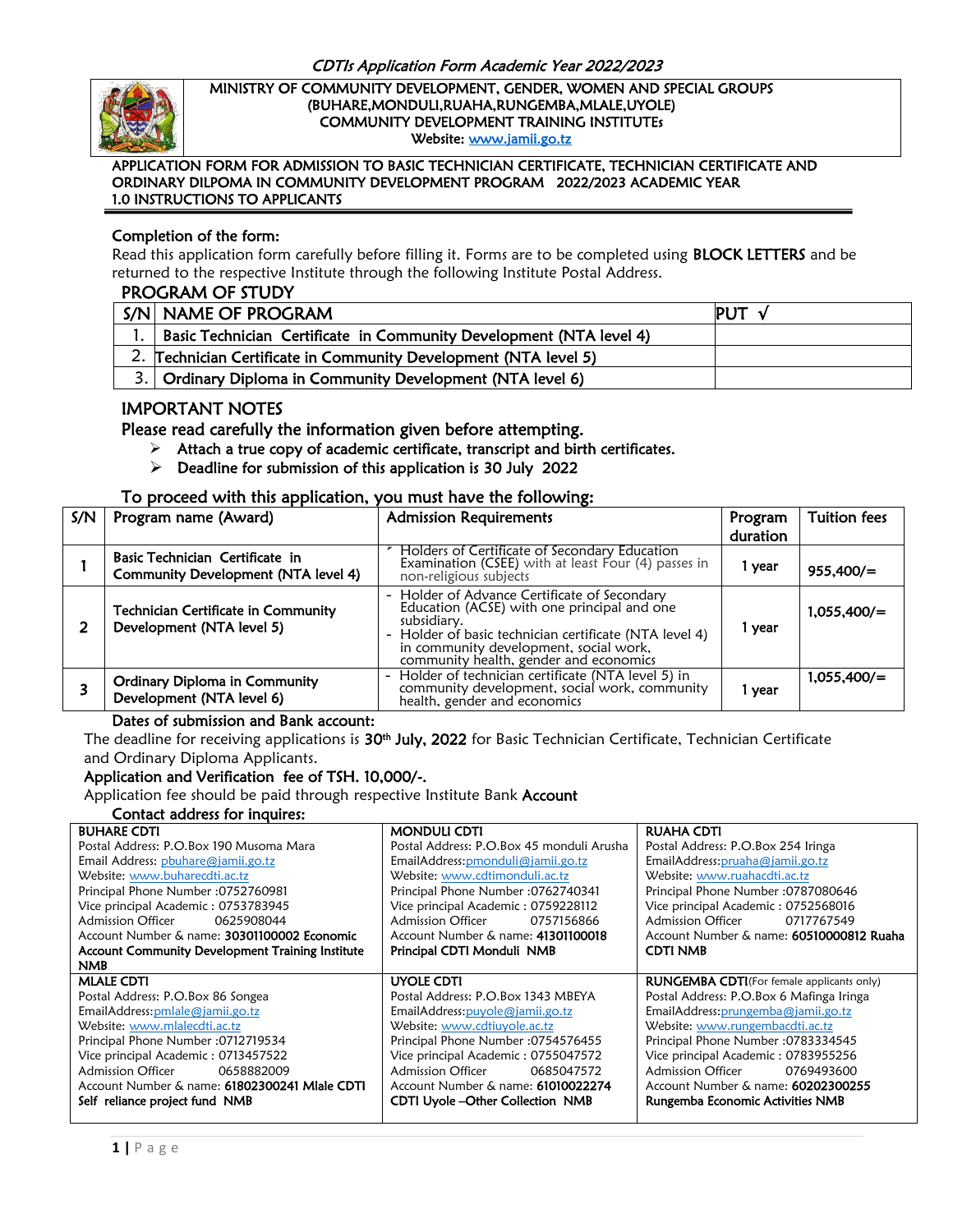*CDTIs Application Form Academic Year 2022/2023*

**MINISTRY OF COMMUNITY DEVELOPMENT, GENDER, WOMEN AND SPECIAL GROUPS**
**(BUHARE,MONDULI,RUAHA,RUNGEMBA,MLALE,UYOLE)**
**COMMUNITY DEVELOPMENT TRAINING INSTITUTEs**
**Website: www.jamii.go.tz**

**APPLICATION FORM FOR ADMISSION TO BASIC TECHNICIAN CERTIFICATE, TECHNICIAN CERTIFICATE AND ORDINARY DILPOMA IN COMMUNITY DEVELOPMENT PROGRAM 2022/2023 ACADEMIC YEAR**

**1.0 INSTRUCTIONS TO APPLICANTS**

### Completion of the form:

Read this application form carefully before filling it. Forms are to be completed using **BLOCK LETTERS** and be returned to the respective Institute through the following Institute Postal Address.

### PROGRAM OF STUDY

| S/N | NAME OF PROGRAM | PUT √ |
|---|---|---|
| 1. | Basic Technician Certificate in Community Development (NTA level 4) | |
| 2. | Technician Certificate in Community Development (NTA level 5) | |
| 3. | Ordinary Diploma in Community Development (NTA level 6) | |

### IMPORTANT NOTES

Please read carefully the information given before attempting.

- **Attach a true copy of academic certificate, transcript and birth certificates.**
- **Deadline for submission of this application is 30 July 2022**

### To proceed with this application, you must have the following:

| S/N | Program name (Award) | Admission Requirements | Program duration | Tuition fees |
|---|---|---|---|---|
| 1 | Basic Technician Certificate in Community Development (NTA level 4) | Holders of Certificate of Secondary Education Examination (CSEE) with at least Four (4) passes in non-religious subjects | 1 year | 955,400/= |
| 2 | Technician Certificate in Community Development (NTA level 5) | - Holder of Advance Certificate of Secondary Education (ACSE) with one principal and one subsidiary.<br>- Holder of basic technician certificate (NTA level 4) in community development, social work, community health, gender and economics | 1 year | 1,055,400/= |
| 3 | Ordinary Diploma in Community Development (NTA level 6) | - Holder of technician certificate (NTA level 5) in community development, social work, community health, gender and economics | 1 year | 1,055,400/= |

### Dates of submission and Bank account:

The deadline for receiving applications is **30th July, 2022** for Basic Technician Certificate, Technician Certificate and Ordinary Diploma Applicants.

**Application and Verification fee of TSH. 10,000/-.**

Application fee should be paid through respective Institute Bank **Account**

### Contact address for inquires:

| BUHARE CDTI | MONDULI CDTI | RUAHA CDTI |
|---|---|---|
| Postal Address: P.O.Box 190 Musoma Mara<br>Email Address: pbuhare@jamii.go.tz<br>Website: www.buharecdti.ac.tz<br>Principal Phone Number :0752760981<br>Vice principal Academic : 0753783945<br>Admission Officer 0625908044<br>Account Number & name: **30301100002 Economic Account Community Development Training Institute NMB** | Postal Address: P.O.Box 45 monduli Arusha<br>EmailAddress:pmonduli@jamii.go.tz<br>Website: www.cdtimonduli.ac.tz<br>Principal Phone Number :0762740341<br>Vice principal Academic : 0759228112<br>Admission Officer 0757156866<br>Account Number & name: **41301100018 Principal CDTI Monduli NMB** | Postal Address: P.O.Box 254 Iringa<br>EmailAddress:pruaha@jamii.go.tz<br>Website: www.ruahacdti.ac.tz<br>Principal Phone Number :0787080646<br>Vice principal Academic : 0752568016<br>Admission Officer 0717767549<br>Account Number & name: **60510000812 Ruaha CDTI NMB** |
| **MLALE CDTI**<br>Postal Address: P.O.Box 86 Songea<br>EmailAddress:pmlale@jamii.go.tz<br>Website: www.mlalecdti.ac.tz<br>Principal Phone Number :0712719534<br>Vice principal Academic : 0713457522<br>Admission Officer 0658882009<br>Account Number & name: **61802300241 Mlale CDTI Self reliance project fund NMB** | **UYOLE CDTI**<br>Postal Address: P.O.Box 1343 MBEYA<br>EmailAddress:puyole@jamii.go.tz<br>Website: www.cdtiuyole.ac.tz<br>Principal Phone Number :0754576455<br>Vice principal Academic : 0755047572<br>Admission Officer 0685047572<br>Account Number & name: **61010022274 CDTI Uyole –Other Collection NMB** | **RUNGEMBA CDTI**(For female applicants only)<br>Postal Address: P.O.Box 6 Mafinga Iringa<br>EmailAddress:prungemba@jamii.go.tz<br>Website: www.rungembacdti.ac.tz<br>Principal Phone Number :0783334545<br>Vice principal Academic : 0783955256<br>Admission Officer 0769493600<br>Account Number & name: **60202300255 Rungemba Economic Activities NMB** |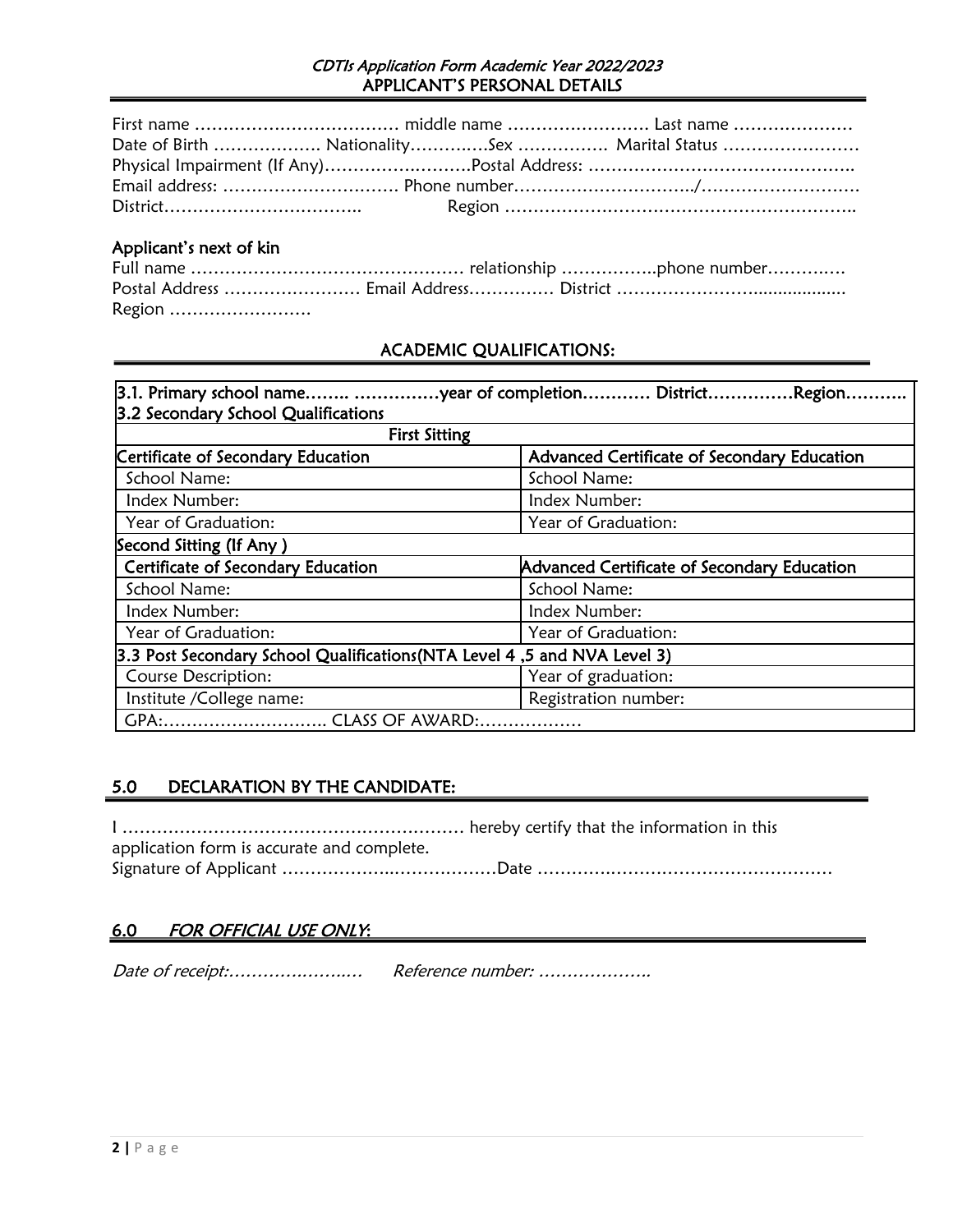*CDTIs Application Form Academic Year 2022/2023*

## APPLICANT'S PERSONAL DETAILS

First name ……………………………… middle name ……………………. Last name …………………
Date of Birth ………………. Nationality…………Sex ……………. Marital Status ……………………
Physical Impairment (If Any)……………………Postal Address: ………………………………………..
Email address: …………………………. Phone number…………………………../……………………….
District…………………………….. Region ……………………………………………………..

### Applicant's next of kin

Full name ………………………………………… relationship ……………..phone number………….
Postal Address …………………… Email Address…………… District …………………….................
Region …………………….

## ACADEMIC QUALIFICATIONS:

| | |
|---|---|
| **3.1. Primary school name…….. ……………year of completion……….. District……………Region………..** | |
| **3.2 Secondary School Qualifications** | |
| **First Sitting** | |
| **Certificate of Secondary Education** | **Advanced Certificate of Secondary Education** |
| School Name: | School Name: |
| Index Number: | Index Number: |
| Year of Graduation: | Year of Graduation: |
| **Second Sitting (If Any )** | |
| **Certificate of Secondary Education** | **Advanced Certificate of Secondary Education** |
| School Name: | School Name: |
| Index Number: | Index Number: |
| Year of Graduation: | Year of Graduation: |
| **3.3 Post Secondary School Qualifications(NTA Level 4 ,5 and NVA Level 3)** | |
| Course Description: | Year of graduation: |
| Institute /College name: | Registration number: |
| GPA:……………………….. CLASS OF AWARD:……………… | |

## 5.0 DECLARATION BY THE CANDIDATE:

I …………………………………………………… hereby certify that the information in this application form is accurate and complete.
Signature of Applicant ………………..………………Date ………………………………………………

## 6.0 *FOR OFFICIAL USE ONLY:*

*Date of receipt:……………….…… Reference number: ………………..*